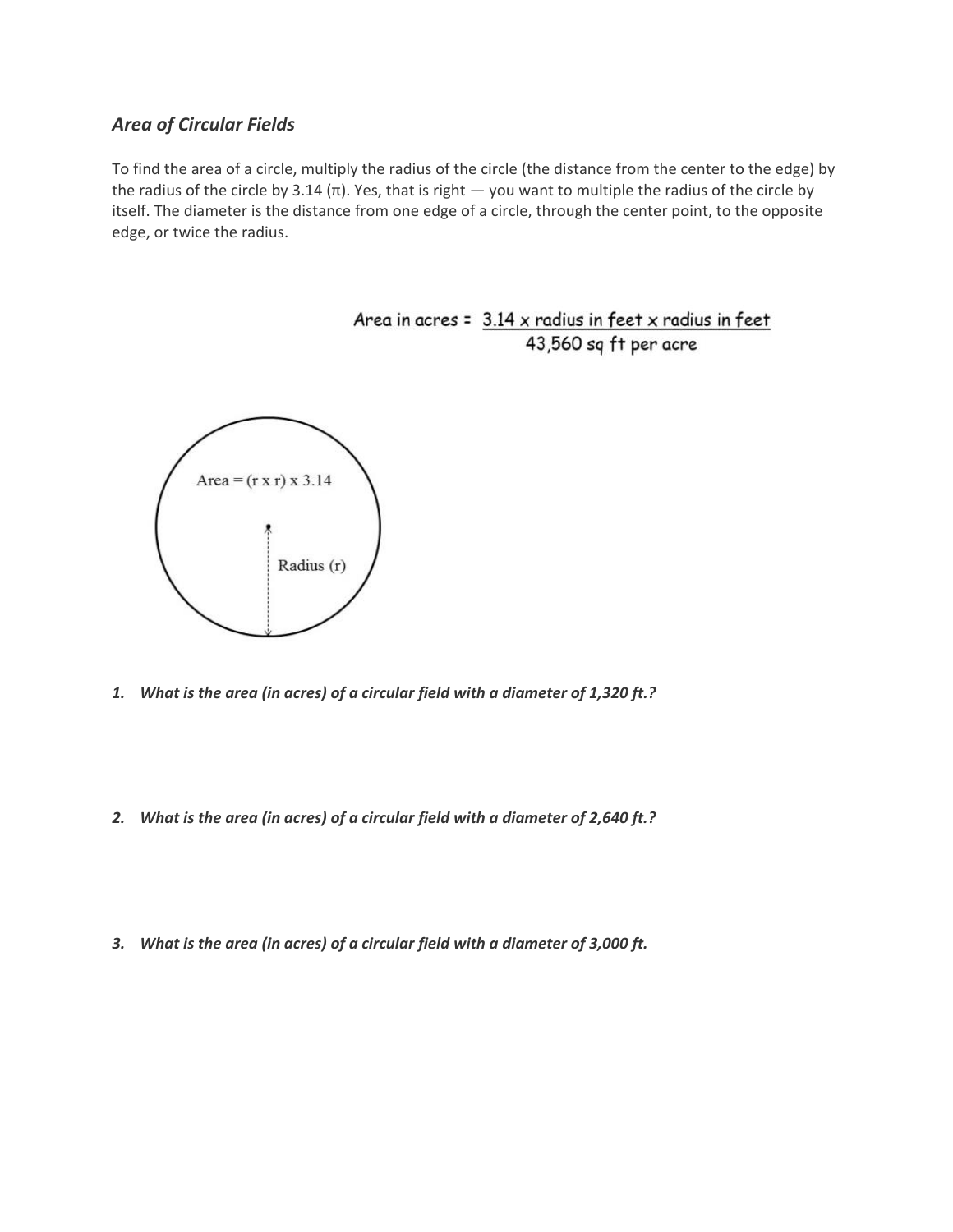## *Area of Circular Fields*

To find the area of a circle, multiply the radius of the circle (the distance from the center to the edge) by the radius of the circle by 3.14 ($\pi$). Yes, that is right — you want to multiple the radius of the circle by itself. The diameter is the distance from one edge of a circle, through the center point, to the opposite edge, or twice the radius.

$$\text{Area in acres} = \frac{3.14 \times \text{radius in feet} \times \text{radius in feet}}{43{,}560 \text{ sq ft per acre}}$$

Area = (r x r) x 3.14

Radius (r)

1. ***What is the area (in acres) of a circular field with a diameter of 1,320 ft.?***

2. ***What is the area (in acres) of a circular field with a diameter of 2,640 ft.?***

3. ***What is the area (in acres) of a circular field with a diameter of 3,000 ft.***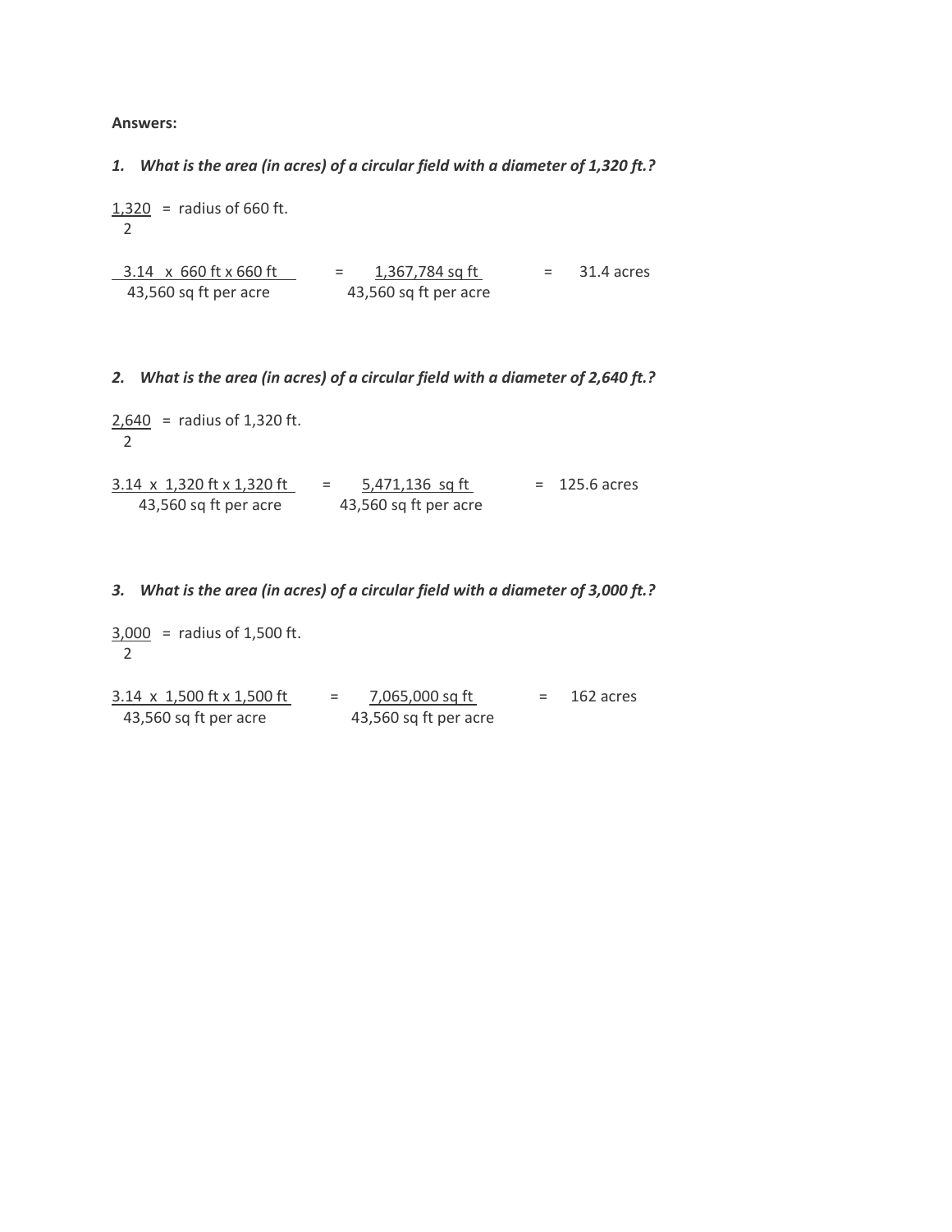**Answers:**

1. ***What is the area (in acres) of a circular field with a diameter of 1,320 ft.?***

$\frac{1{,}320}{2}$ = radius of 660 ft.

$$\frac{3.14 \times 660 \text{ ft} \times 660 \text{ ft}}{43{,}560 \text{ sq ft per acre}} = \frac{1{,}367{,}784 \text{ sq ft}}{43{,}560 \text{ sq ft per acre}} = 31.4 \text{ acres}$$

2. ***What is the area (in acres) of a circular field with a diameter of 2,640 ft.?***

$\frac{2{,}640}{2}$ = radius of 1,320 ft.

$$\frac{3.14 \times 1{,}320 \text{ ft} \times 1{,}320 \text{ ft}}{43{,}560 \text{ sq ft per acre}} = \frac{5{,}471{,}136 \text{ sq ft}}{43{,}560 \text{ sq ft per acre}} = 125.6 \text{ acres}$$

3. ***What is the area (in acres) of a circular field with a diameter of 3,000 ft.?***

$\frac{3{,}000}{2}$ = radius of 1,500 ft.

$$\frac{3.14 \times 1{,}500 \text{ ft} \times 1{,}500 \text{ ft}}{43{,}560 \text{ sq ft per acre}} = \frac{7{,}065{,}000 \text{ sq ft}}{43{,}560 \text{ sq ft per acre}} = 162 \text{ acres}$$